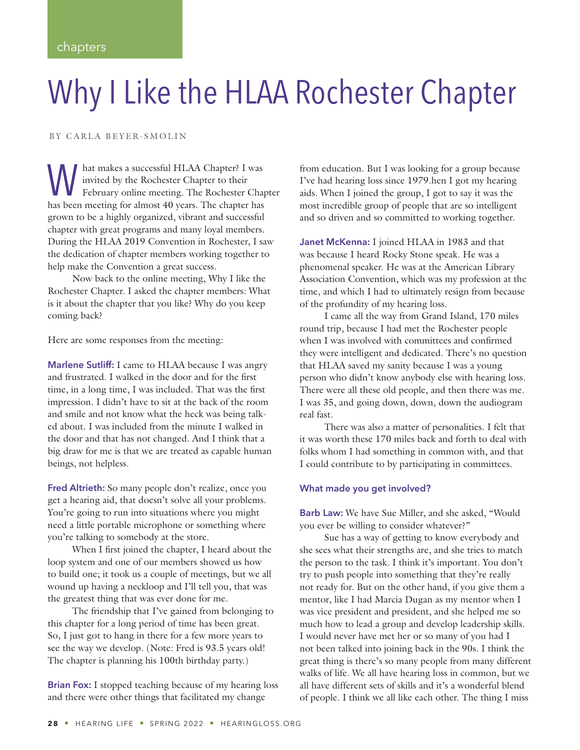# Why I Like the HLAA Rochester Chapter

BY CARLA BEYER-SMOLIN

What makes a successful HLAA Chapter? I was invited by the Rochester Chapter to their February online meeting. The Rochester Chapter has been meeting for almost 40 years. The chapter has grown to be a highly organized, vibrant and successful chapter with great programs and many loyal members. During the HLAA 2019 Convention in Rochester, I saw the dedication of chapter members working together to help make the Convention a great success.

Now back to the online meeting, Why I like the Rochester Chapter. I asked the chapter members: What is it about the chapter that you like? Why do you keep coming back?

Here are some responses from the meeting:

**Marlene Sutliff:** I came to HLAA because I was angry and frustrated. I walked in the door and for the first time, in a long time, I was included. That was the first impression. I didn't have to sit at the back of the room and smile and not know what the heck was being talked about. I was included from the minute I walked in the door and that has not changed. And I think that a big draw for me is that we are treated as capable human beings, not helpless.

**Fred Altrieth:** So many people don't realize, once you get a hearing aid, that doesn't solve all your problems. You're going to run into situations where you might need a little portable microphone or something where you're talking to somebody at the store.

When I first joined the chapter, I heard about the loop system and one of our members showed us how to build one; it took us a couple of meetings, but we all wound up having a neckloop and I'll tell you, that was the greatest thing that was ever done for me.

The friendship that I've gained from belonging to this chapter for a long period of time has been great. So, I just got to hang in there for a few more years to see the way we develop. (Note: Fred is 93.5 years old! The chapter is planning his 100th birthday party.)

**Brian Fox:** I stopped teaching because of my hearing loss and there were other things that facilitated my change from education. But I was looking for a group because I've had hearing loss since 1979.hen I got my hearing aids. When I joined the group, I got to say it was the most incredible group of people that are so intelligent and so driven and so committed to working together.

**Janet McKenna:** I joined HLAA in 1983 and that was because I heard Rocky Stone speak. He was a phenomenal speaker. He was at the American Library Association Convention, which was my profession at the time, and which I had to ultimately resign from because of the profundity of my hearing loss.

I came all the way from Grand Island, 170 miles round trip, because I had met the Rochester people when I was involved with committees and confirmed they were intelligent and dedicated. There's no question that HLAA saved my sanity because I was a young person who didn't know anybody else with hearing loss. There were all these old people, and then there was me. I was 35, and going down, down, down the audiogram real fast.

There was also a matter of personalities. I felt that it was worth these 170 miles back and forth to deal with folks whom I had something in common with, and that I could contribute to by participating in committees.

### What made you get involved?

**Barb Law:** We have Sue Miller, and she asked, "Would you ever be willing to consider whatever?"

Sue has a way of getting to know everybody and she sees what their strengths are, and she tries to match the person to the task. I think it's important. You don't try to push people into something that they're really not ready for. But on the other hand, if you give them a mentor, like I had Marcia Dugan as my mentor when I was vice president and president, and she helped me so much how to lead a group and develop leadership skills. I would never have met her or so many of you had I not been talked into joining back in the 90s. I think the great thing is there's so many people from many different walks of life. We all have hearing loss in common, but we all have different sets of skills and it's a wonderful blend of people. I think we all like each other. The thing I miss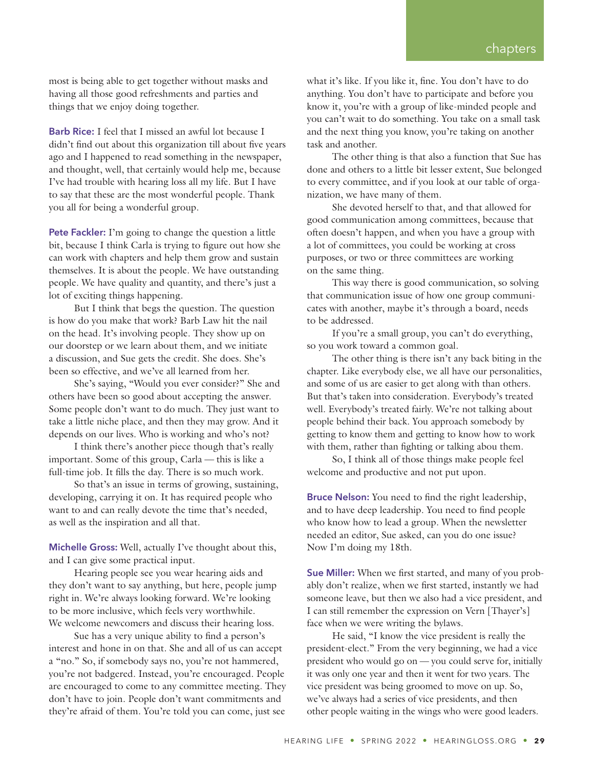most is being able to get together without masks and having all those good refreshments and parties and things that we enjoy doing together.

**Barb Rice:** I feel that I missed an awful lot because I didn't find out about this organization till about five years ago and I happened to read something in the newspaper, and thought, well, that certainly would help me, because I've had trouble with hearing loss all my life. But I have to say that these are the most wonderful people. Thank you all for being a wonderful group.

**Pete Fackler:** I'm going to change the question a little bit, because I think Carla is trying to figure out how she can work with chapters and help them grow and sustain themselves. It is about the people. We have outstanding people. We have quality and quantity, and there's just a lot of exciting things happening.

But I think that begs the question. The question is how do you make that work? Barb Law hit the nail on the head. It's involving people. They show up on our doorstep or we learn about them, and we initiate a discussion, and Sue gets the credit. She does. She's been so effective, and we've all learned from her.

She's saying, "Would you ever consider?" She and others have been so good about accepting the answer. Some people don't want to do much. They just want to take a little niche place, and then they may grow. And it depends on our lives. Who is working and who's not?

I think there's another piece though that's really important. Some of this group, Carla — this is like a full-time job. It fills the day. There is so much work.

So that's an issue in terms of growing, sustaining, developing, carrying it on. It has required people who want to and can really devote the time that's needed, as well as the inspiration and all that.

**Michelle Gross:** Well, actually I've thought about this, and I can give some practical input.

Hearing people see you wear hearing aids and they don't want to say anything, but here, people jump right in. We're always looking forward. We're looking to be more inclusive, which feels very worthwhile. We welcome newcomers and discuss their hearing loss.

Sue has a very unique ability to find a person's interest and hone in on that. She and all of us can accept a "no." So, if somebody says no, you're not hammered, you're not badgered. Instead, you're encouraged. People are encouraged to come to any committee meeting. They don't have to join. People don't want commitments and they're afraid of them. You're told you can come, just see what it's like. If you like it, fine. You don't have to do anything. You don't have to participate and before you know it, you're with a group of like-minded people and you can't wait to do something. You take on a small task and the next thing you know, you're taking on another task and another.

The other thing is that also a function that Sue has done and others to a little bit lesser extent, Sue belonged to every committee, and if you look at our table of organization, we have many of them.

She devoted herself to that, and that allowed for good communication among committees, because that often doesn't happen, and when you have a group with a lot of committees, you could be working at cross purposes, or two or three committees are working on the same thing.

This way there is good communication, so solving that communication issue of how one group communicates with another, maybe it's through a board, needs to be addressed.

If you're a small group, you can't do everything, so you work toward a common goal.

The other thing is there isn't any back biting in the chapter. Like everybody else, we all have our personalities, and some of us are easier to get along with than others. But that's taken into consideration. Everybody's treated well. Everybody's treated fairly. We're not talking about people behind their back. You approach somebody by getting to know them and getting to know how to work with them, rather than fighting or talking abou them.

So, I think all of those things make people feel welcome and productive and not put upon.

**Bruce Nelson:** You need to find the right leadership, and to have deep leadership. You need to find people who know how to lead a group. When the newsletter needed an editor, Sue asked, can you do one issue? Now I'm doing my 18th.

**Sue Miller:** When we first started, and many of you probably don't realize, when we first started, instantly we had someone leave, but then we also had a vice president, and I can still remember the expression on Vern [Thayer's] face when we were writing the bylaws.

He said, "I know the vice president is really the president-elect." From the very beginning, we had a vice president who would go on — you could serve for, initially it was only one year and then it went for two years. The vice president was being groomed to move on up. So, we've always had a series of vice presidents, and then other people waiting in the wings who were good leaders.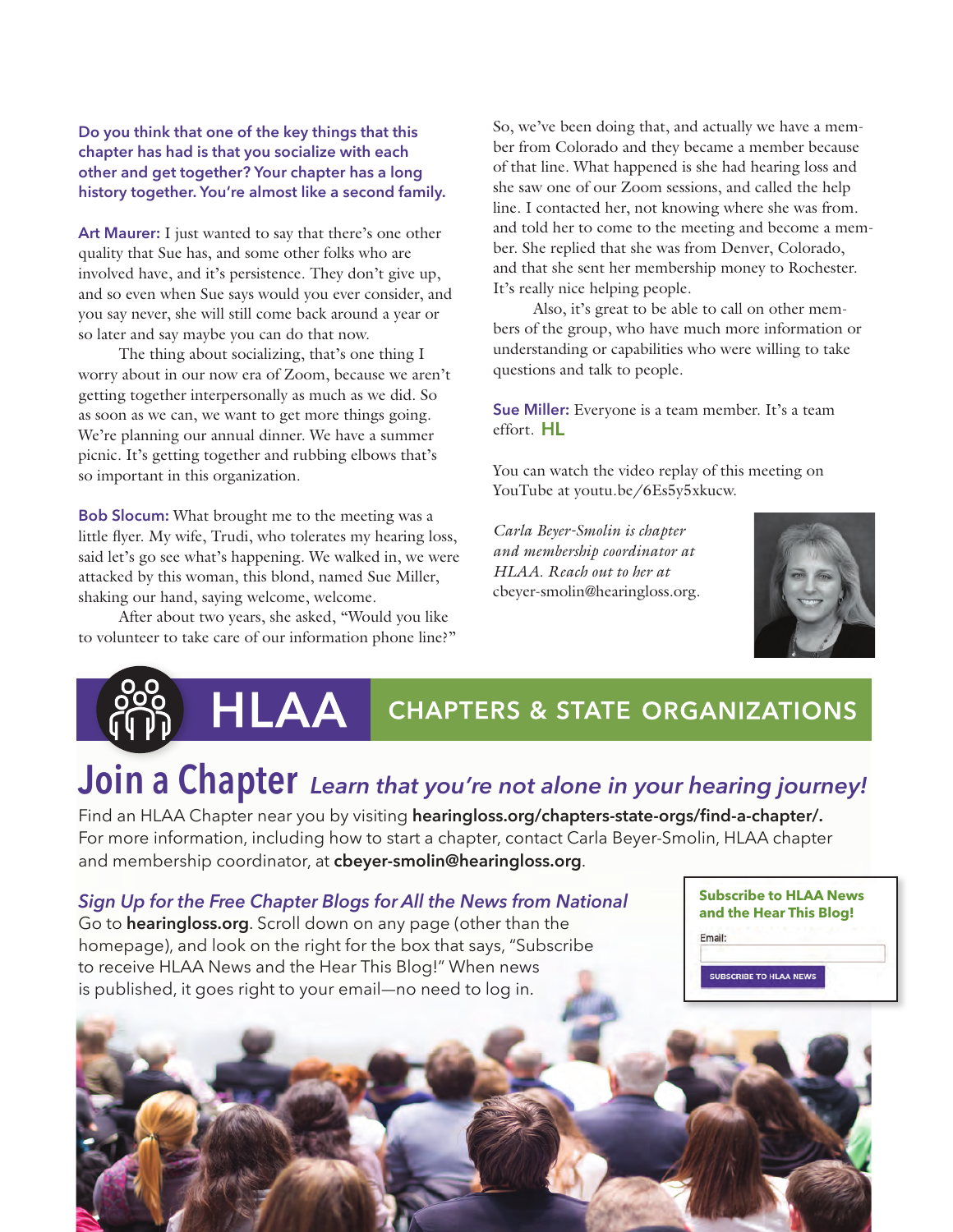**Do you think that one of the key things that this chapter has had is that you socialize with each other and get together? Your chapter has a long history together. You're almost like a second family.**

**Art Maurer:** I just wanted to say that there's one other quality that Sue has, and some other folks who are involved have, and it's persistence. They don't give up, and so even when Sue says would you ever consider, and you say never, she will still come back around a year or so later and say maybe you can do that now.

The thing about socializing, that's one thing I worry about in our now era of Zoom, because we aren't getting together interpersonally as much as we did. So as soon as we can, we want to get more things going. We're planning our annual dinner. We have a summer picnic. It's getting together and rubbing elbows that's so important in this organization.

**Bob Slocum:** What brought me to the meeting was a little flyer. My wife, Trudi, who tolerates my hearing loss, said let's go see what's happening. We walked in, we were attacked by this woman, this blond, named Sue Miller, shaking our hand, saying welcome, welcome.

After about two years, she asked, "Would you like to volunteer to take care of our information phone line?" So, we've been doing that, and actually we have a member from Colorado and they became a member because of that line. What happened is she had hearing loss and she saw one of our Zoom sessions, and called the help line. I contacted her, not knowing where she was from. and told her to come to the meeting and become a member. She replied that she was from Denver, Colorado, and that she sent her membership money to Rochester. It's really nice helping people.

Also, it's great to be able to call on other members of the group, who have much more information or understanding or capabilities who were willing to take questions and talk to people.

**Sue Miller:** Everyone is a team member. It's a team effort. **HL**

You can watch the video replay of this meeting on YouTube at youtu.be/6Es5y5xkucw.

*Carla Beyer-Smolin is chapter and membership coordinator at HLAA. Reach out to her at* cbeyer-smolin@hearingloss.org.

## HLAA CHAPTERS & STATE ORGANIZATIONS

# Join a Chapter *Learn that you're not alone in your hearing journey!*

Find an HLAA Chapter near you by visiting **hearingloss.org/chapters-state-orgs/find-a-chapter/.** For more information, including how to start a chapter, contact Carla Beyer-Smolin, HLAA chapter and membership coordinator, at **cbeyer-smolin@hearingloss.org**.

### *Sign Up for the Free Chapter Blogs for All the News from National*

Go to **hearingloss.org**. Scroll down on any page (other than the homepage), and look on the right for the box that says, "Subscribe to receive HLAA News and the Hear This Blog!" When news is published, it goes right to your email—no need to log in.

**Subscribe to HLAA News and the Hear This Blog!**

Email:

SUBSCRIBE TO HLAA NEWS